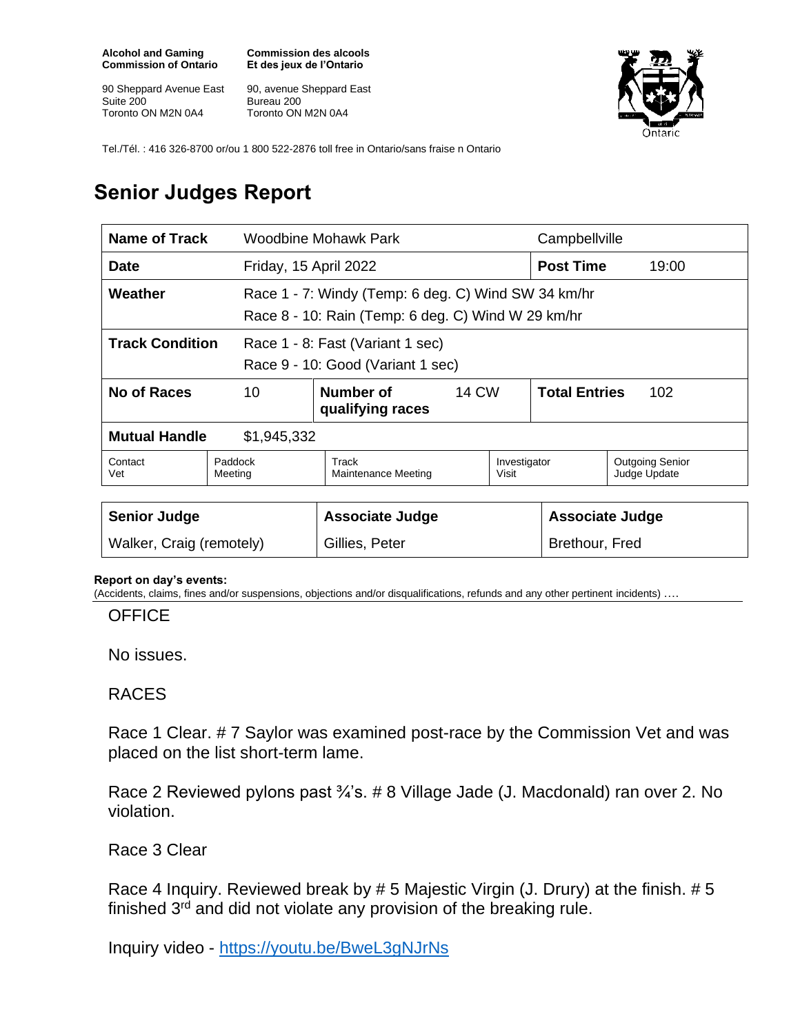**Alcohol and Gaming Commission of Ontario**

90 Sheppard Avenue East
Suite 200
Toronto ON M2N 0A4

**Commission des alcools Et des jeux de l'Ontario**

90, avenue Sheppard East
Bureau 200
Toronto ON M2N 0A4

Tel./Tél. : 416 326-8700 or/ou 1 800 522-2876 toll free in Ontario/sans fraise n Ontario

# Senior Judges Report

| **Name of Track** | Woodbine Mohawk Park | | Campbellville | |
|---|---|---|---|---|
| **Date** | Friday, 15 April 2022 | | **Post Time** | 19:00 |
| **Weather** | Race 1 - 7: Windy (Temp: 6 deg. C) Wind SW 34 km/hr<br>Race 8 - 10: Rain (Temp: 6 deg. C) Wind W 29 km/hr | | | |
| **Track Condition** | Race 1 - 8: Fast (Variant 1 sec)<br>Race 9 - 10: Good (Variant 1 sec) | | | |
| **No of Races** | 10 | **Number of qualifying races** 14 CW | **Total Entries** | 102 |
| **Mutual Handle** | $1,945,332 | | | |

| Contact Vet | Paddock Meeting | Track Maintenance Meeting | Investigator Visit | Outgoing Senior Judge Update |
|---|---|---|---|---|

| **Senior Judge** | **Associate Judge** | **Associate Judge** |
|---|---|---|
| Walker, Craig (remotely) | Gillies, Peter | Brethour, Fred |

**Report on day's events:**
(Accidents, claims, fines and/or suspensions, objections and/or disqualifications, refunds and any other pertinent incidents) ….

OFFICE

No issues.

RACES

Race 1 Clear. # 7 Saylor was examined post-race by the Commission Vet and was placed on the list short-term lame.

Race 2 Reviewed pylons past ¾'s. # 8 Village Jade (J. Macdonald) ran over 2. No violation.

Race 3 Clear

Race 4 Inquiry. Reviewed break by # 5 Majestic Virgin (J. Drury) at the finish. # 5 finished 3rd and did not violate any provision of the breaking rule.

Inquiry video - https://youtu.be/BweL3gNJrNs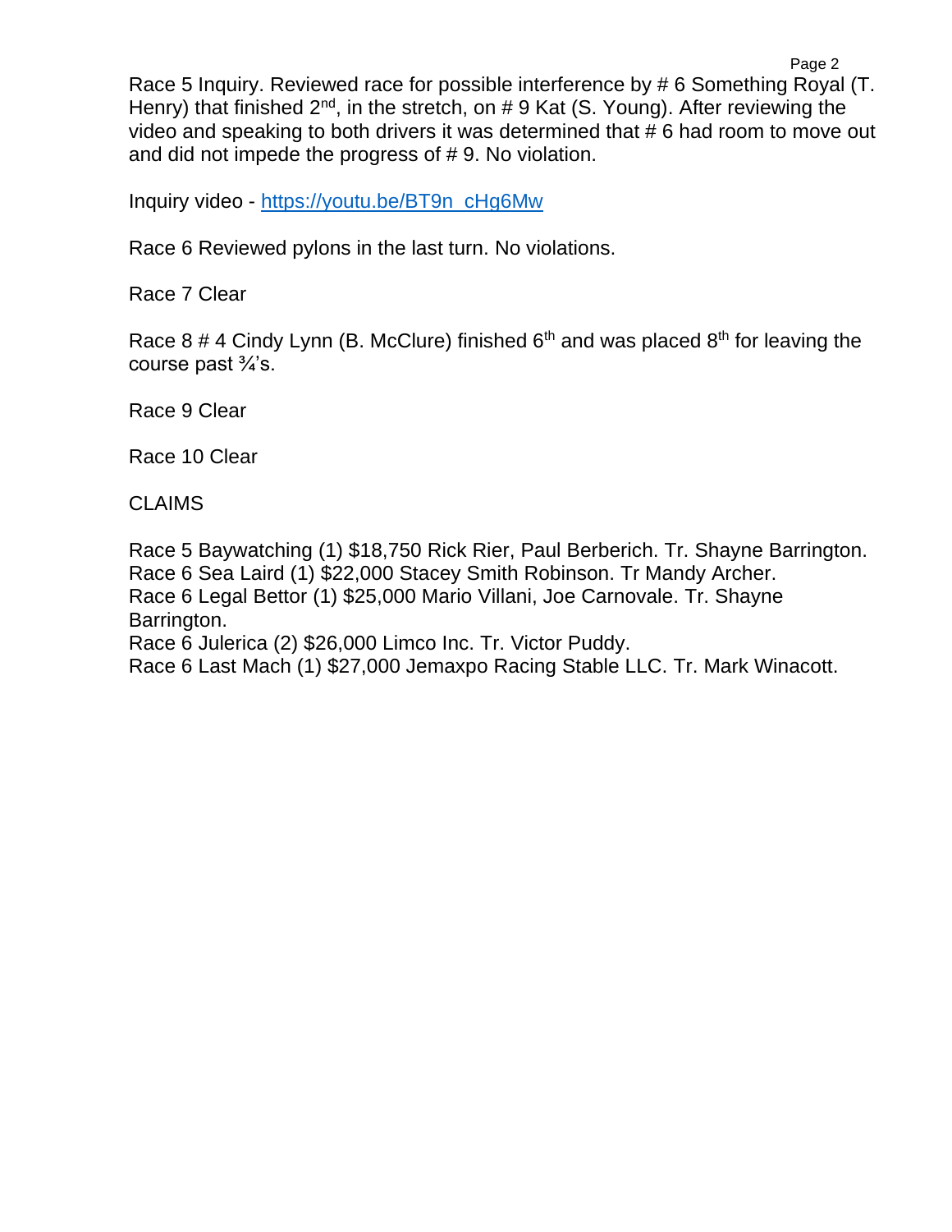Race 5 Inquiry. Reviewed race for possible interference by # 6 Something Royal (T. Henry) that finished 2nd, in the stretch, on # 9 Kat (S. Young). After reviewing the video and speaking to both drivers it was determined that # 6 had room to move out and did not impede the progress of # 9. No violation.

Inquiry video - https://youtu.be/BT9n_cHg6Mw

Race 6 Reviewed pylons in the last turn. No violations.

Race 7 Clear

Race 8 # 4 Cindy Lynn (B. McClure) finished 6th and was placed 8th for leaving the course past ¾'s.

Race 9 Clear

Race 10 Clear

CLAIMS

Race 5 Baywatching (1) $18,750 Rick Rier, Paul Berberich. Tr. Shayne Barrington.
Race 6 Sea Laird (1) $22,000 Stacey Smith Robinson. Tr Mandy Archer.
Race 6 Legal Bettor (1) $25,000 Mario Villani, Joe Carnovale. Tr. Shayne Barrington.
Race 6 Julerica (2) $26,000 Limco Inc. Tr. Victor Puddy.
Race 6 Last Mach (1) $27,000 Jemaxpo Racing Stable LLC. Tr. Mark Winacott.